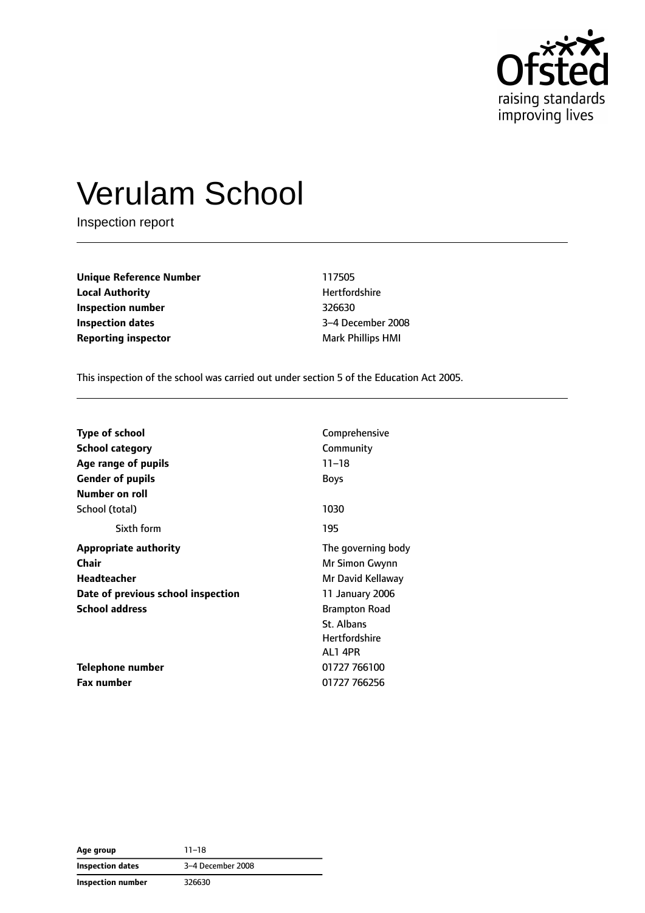# Verulam School

Inspection report

| | |
|---|---|
| **Unique Reference Number** | 117505 |
| **Local Authority** | Hertfordshire |
| **Inspection number** | 326630 |
| **Inspection dates** | 3–4 December 2008 |
| **Reporting inspector** | Mark Phillips HMI |

This inspection of the school was carried out under section 5 of the Education Act 2005.

| | |
|---|---|
| **Type of school** | Comprehensive |
| **School category** | Community |
| **Age range of pupils** | 11–18 |
| **Gender of pupils** | Boys |
| **Number on roll** | |
| School (total) | 1030 |
| Sixth form | 195 |
| **Appropriate authority** | The governing body |
| **Chair** | Mr Simon Gwynn |
| **Headteacher** | Mr David Kellaway |
| **Date of previous school inspection** | 11 January 2006 |
| **School address** | Brampton Road<br>St. Albans<br>Hertfordshire<br>AL1 4PR |
| **Telephone number** | 01727 766100 |
| **Fax number** | 01727 766256 |

| | |
|---|---|
| **Age group** | 11–18 |
| **Inspection dates** | 3–4 December 2008 |
| **Inspection number** | 326630 |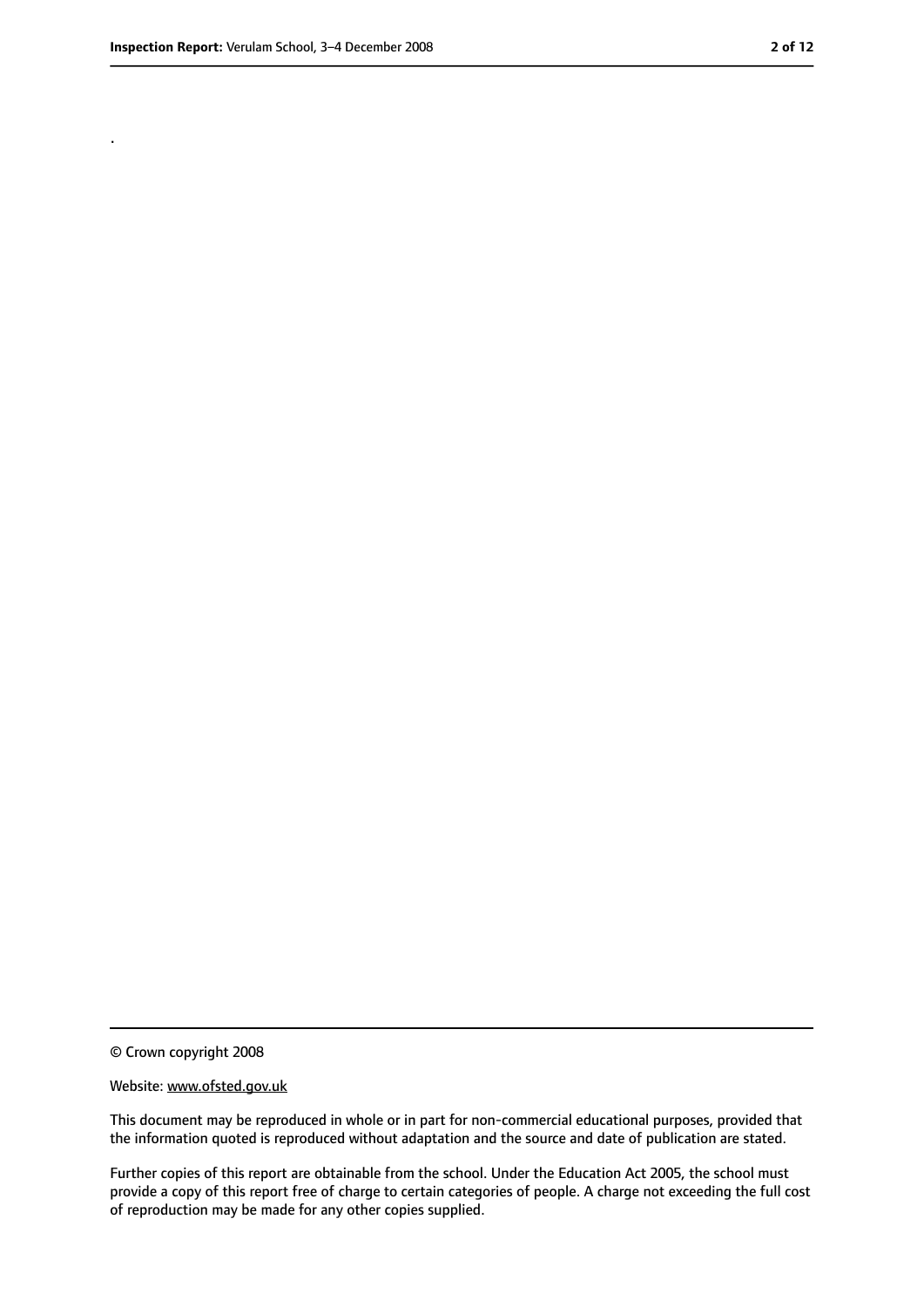.

© Crown copyright 2008

Website: www.ofsted.gov.uk

This document may be reproduced in whole or in part for non-commercial educational purposes, provided that the information quoted is reproduced without adaptation and the source and date of publication are stated.

Further copies of this report are obtainable from the school. Under the Education Act 2005, the school must provide a copy of this report free of charge to certain categories of people. A charge not exceeding the full cost of reproduction may be made for any other copies supplied.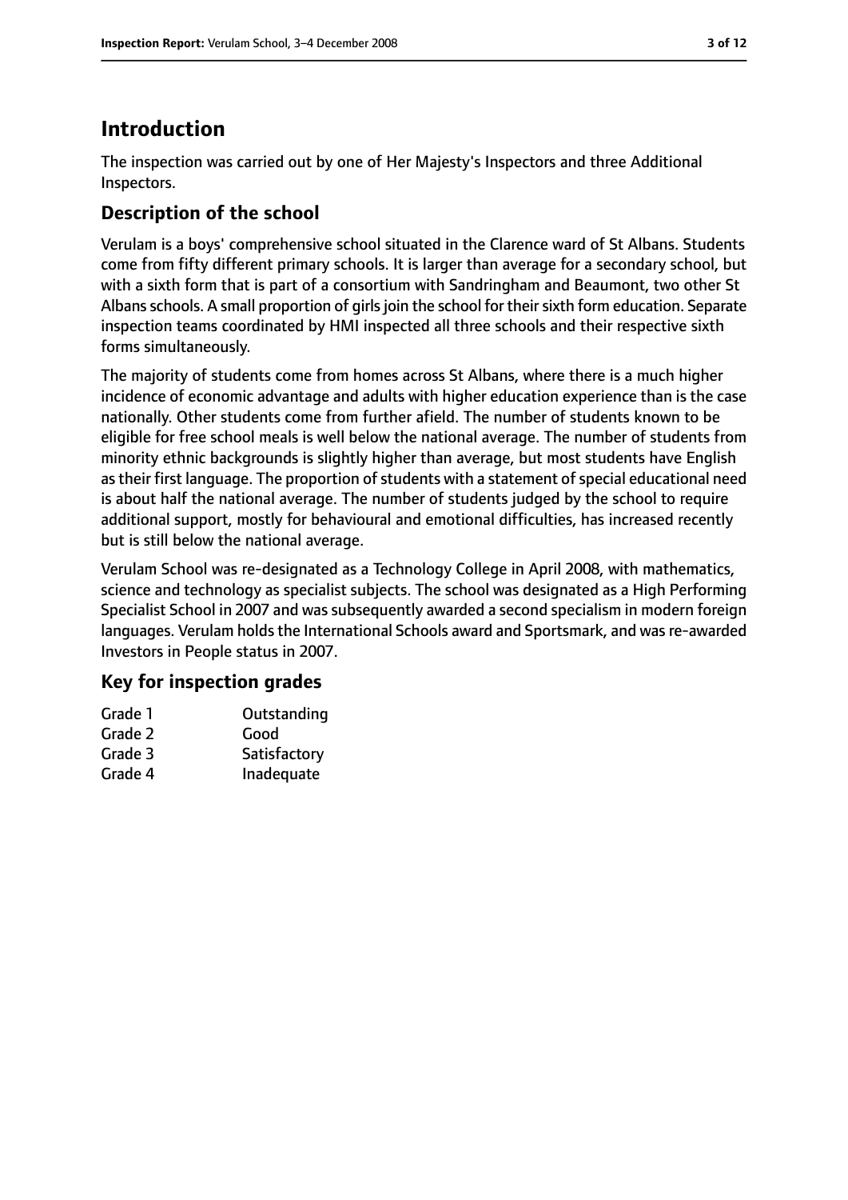# Introduction

The inspection was carried out by one of Her Majesty's Inspectors and three Additional Inspectors.

## Description of the school

Verulam is a boys' comprehensive school situated in the Clarence ward of St Albans. Students come from fifty different primary schools. It is larger than average for a secondary school, but with a sixth form that is part of a consortium with Sandringham and Beaumont, two other St Albans schools. A small proportion of girls join the school for their sixth form education. Separate inspection teams coordinated by HMI inspected all three schools and their respective sixth forms simultaneously.

The majority of students come from homes across St Albans, where there is a much higher incidence of economic advantage and adults with higher education experience than is the case nationally. Other students come from further afield. The number of students known to be eligible for free school meals is well below the national average. The number of students from minority ethnic backgrounds is slightly higher than average, but most students have English as their first language. The proportion of students with a statement of special educational need is about half the national average. The number of students judged by the school to require additional support, mostly for behavioural and emotional difficulties, has increased recently but is still below the national average.

Verulam School was re-designated as a Technology College in April 2008, with mathematics, science and technology as specialist subjects. The school was designated as a High Performing Specialist School in 2007 and was subsequently awarded a second specialism in modern foreign languages. Verulam holds the International Schools award and Sportsmark, and was re-awarded Investors in People status in 2007.

## Key for inspection grades

| | |
|---|---|
| Grade 1 | Outstanding |
| Grade 2 | Good |
| Grade 3 | Satisfactory |
| Grade 4 | Inadequate |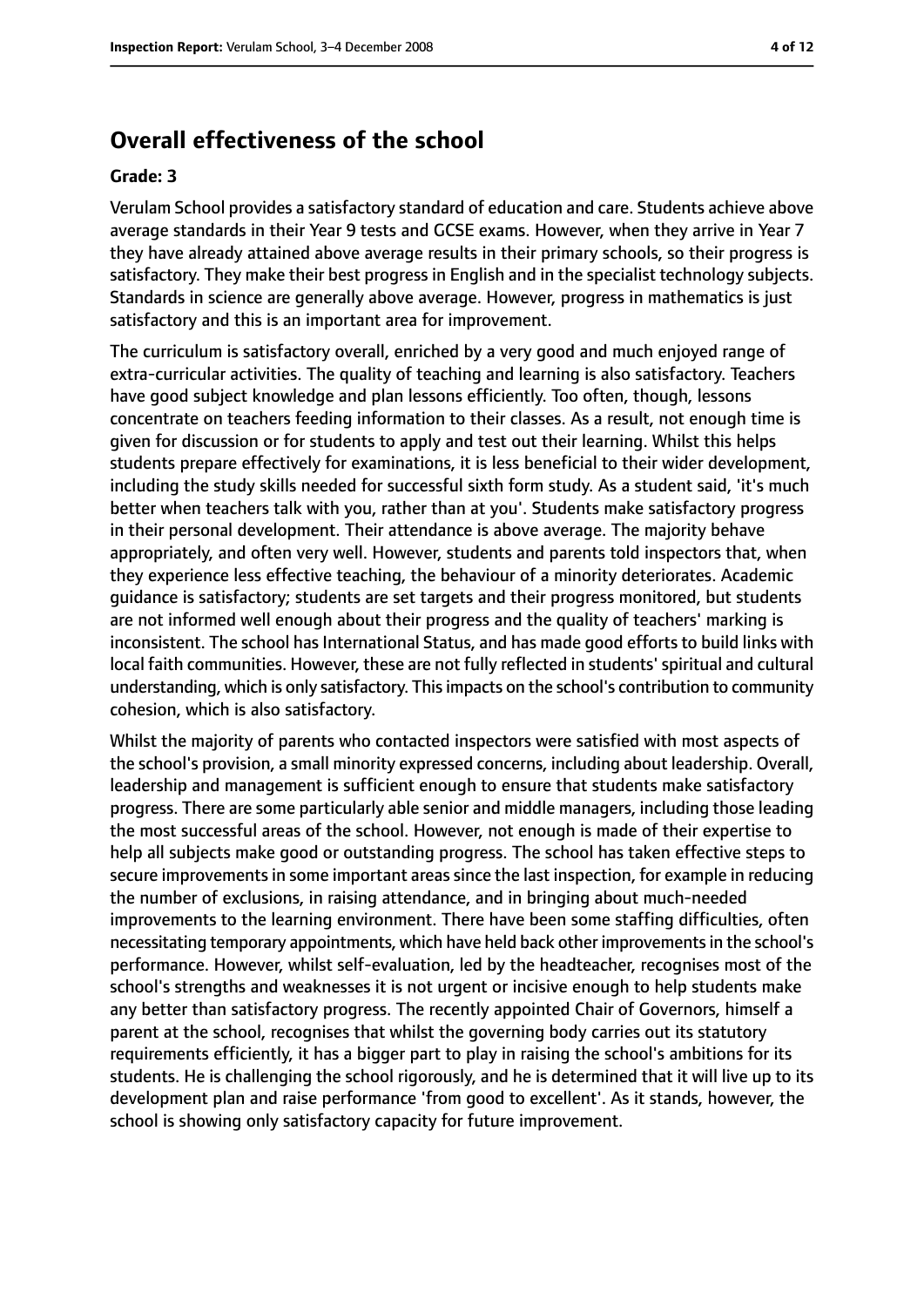## Overall effectiveness of the school

**Grade: 3**

Verulam School provides a satisfactory standard of education and care. Students achieve above average standards in their Year 9 tests and GCSE exams. However, when they arrive in Year 7 they have already attained above average results in their primary schools, so their progress is satisfactory. They make their best progress in English and in the specialist technology subjects. Standards in science are generally above average. However, progress in mathematics is just satisfactory and this is an important area for improvement.

The curriculum is satisfactory overall, enriched by a very good and much enjoyed range of extra-curricular activities. The quality of teaching and learning is also satisfactory. Teachers have good subject knowledge and plan lessons efficiently. Too often, though, lessons concentrate on teachers feeding information to their classes. As a result, not enough time is given for discussion or for students to apply and test out their learning. Whilst this helps students prepare effectively for examinations, it is less beneficial to their wider development, including the study skills needed for successful sixth form study. As a student said, 'it's much better when teachers talk with you, rather than at you'. Students make satisfactory progress in their personal development. Their attendance is above average. The majority behave appropriately, and often very well. However, students and parents told inspectors that, when they experience less effective teaching, the behaviour of a minority deteriorates. Academic guidance is satisfactory; students are set targets and their progress monitored, but students are not informed well enough about their progress and the quality of teachers' marking is inconsistent. The school has International Status, and has made good efforts to build links with local faith communities. However, these are not fully reflected in students' spiritual and cultural understanding, which is only satisfactory. This impacts on the school's contribution to community cohesion, which is also satisfactory.

Whilst the majority of parents who contacted inspectors were satisfied with most aspects of the school's provision, a small minority expressed concerns, including about leadership. Overall, leadership and management is sufficient enough to ensure that students make satisfactory progress. There are some particularly able senior and middle managers, including those leading the most successful areas of the school. However, not enough is made of their expertise to help all subjects make good or outstanding progress. The school has taken effective steps to secure improvements in some important areas since the last inspection, for example in reducing the number of exclusions, in raising attendance, and in bringing about much-needed improvements to the learning environment. There have been some staffing difficulties, often necessitating temporary appointments, which have held back other improvements in the school's performance. However, whilst self-evaluation, led by the headteacher, recognises most of the school's strengths and weaknesses it is not urgent or incisive enough to help students make any better than satisfactory progress. The recently appointed Chair of Governors, himself a parent at the school, recognises that whilst the governing body carries out its statutory requirements efficiently, it has a bigger part to play in raising the school's ambitions for its students. He is challenging the school rigorously, and he is determined that it will live up to its development plan and raise performance 'from good to excellent'. As it stands, however, the school is showing only satisfactory capacity for future improvement.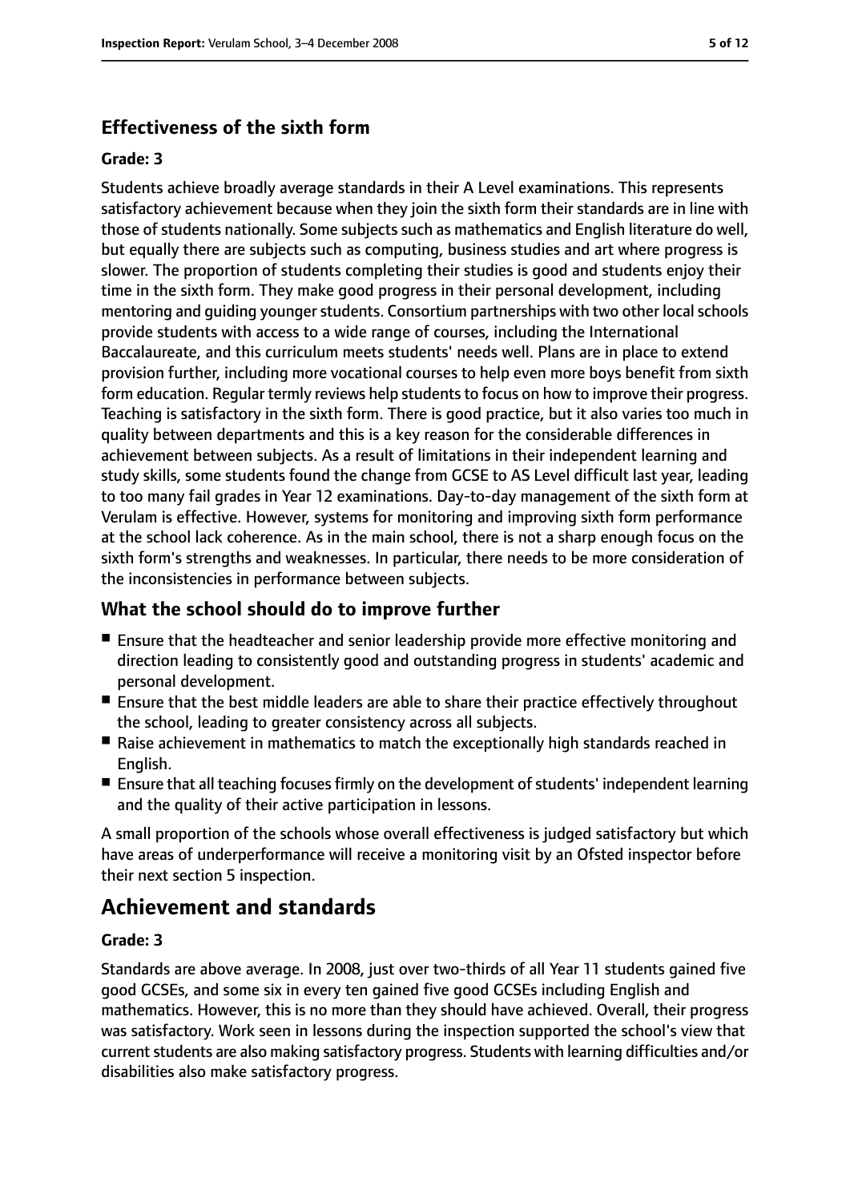### Effectiveness of the sixth form

#### Grade: 3

Students achieve broadly average standards in their A Level examinations. This represents satisfactory achievement because when they join the sixth form their standards are in line with those of students nationally. Some subjects such as mathematics and English literature do well, but equally there are subjects such as computing, business studies and art where progress is slower. The proportion of students completing their studies is good and students enjoy their time in the sixth form. They make good progress in their personal development, including mentoring and guiding younger students. Consortium partnerships with two other local schools provide students with access to a wide range of courses, including the International Baccalaureate, and this curriculum meets students' needs well. Plans are in place to extend provision further, including more vocational courses to help even more boys benefit from sixth form education. Regular termly reviews help students to focus on how to improve their progress. Teaching is satisfactory in the sixth form. There is good practice, but it also varies too much in quality between departments and this is a key reason for the considerable differences in achievement between subjects. As a result of limitations in their independent learning and study skills, some students found the change from GCSE to AS Level difficult last year, leading to too many fail grades in Year 12 examinations. Day-to-day management of the sixth form at Verulam is effective. However, systems for monitoring and improving sixth form performance at the school lack coherence. As in the main school, there is not a sharp enough focus on the sixth form's strengths and weaknesses. In particular, there needs to be more consideration of the inconsistencies in performance between subjects.

### What the school should do to improve further

- Ensure that the headteacher and senior leadership provide more effective monitoring and direction leading to consistently good and outstanding progress in students' academic and personal development.
- Ensure that the best middle leaders are able to share their practice effectively throughout the school, leading to greater consistency across all subjects.
- Raise achievement in mathematics to match the exceptionally high standards reached in English.
- Ensure that all teaching focuses firmly on the development of students' independent learning and the quality of their active participation in lessons.

A small proportion of the schools whose overall effectiveness is judged satisfactory but which have areas of underperformance will receive a monitoring visit by an Ofsted inspector before their next section 5 inspection.

## Achievement and standards

#### Grade: 3

Standards are above average. In 2008, just over two-thirds of all Year 11 students gained five good GCSEs, and some six in every ten gained five good GCSEs including English and mathematics. However, this is no more than they should have achieved. Overall, their progress was satisfactory. Work seen in lessons during the inspection supported the school's view that current students are also making satisfactory progress. Students with learning difficulties and/or disabilities also make satisfactory progress.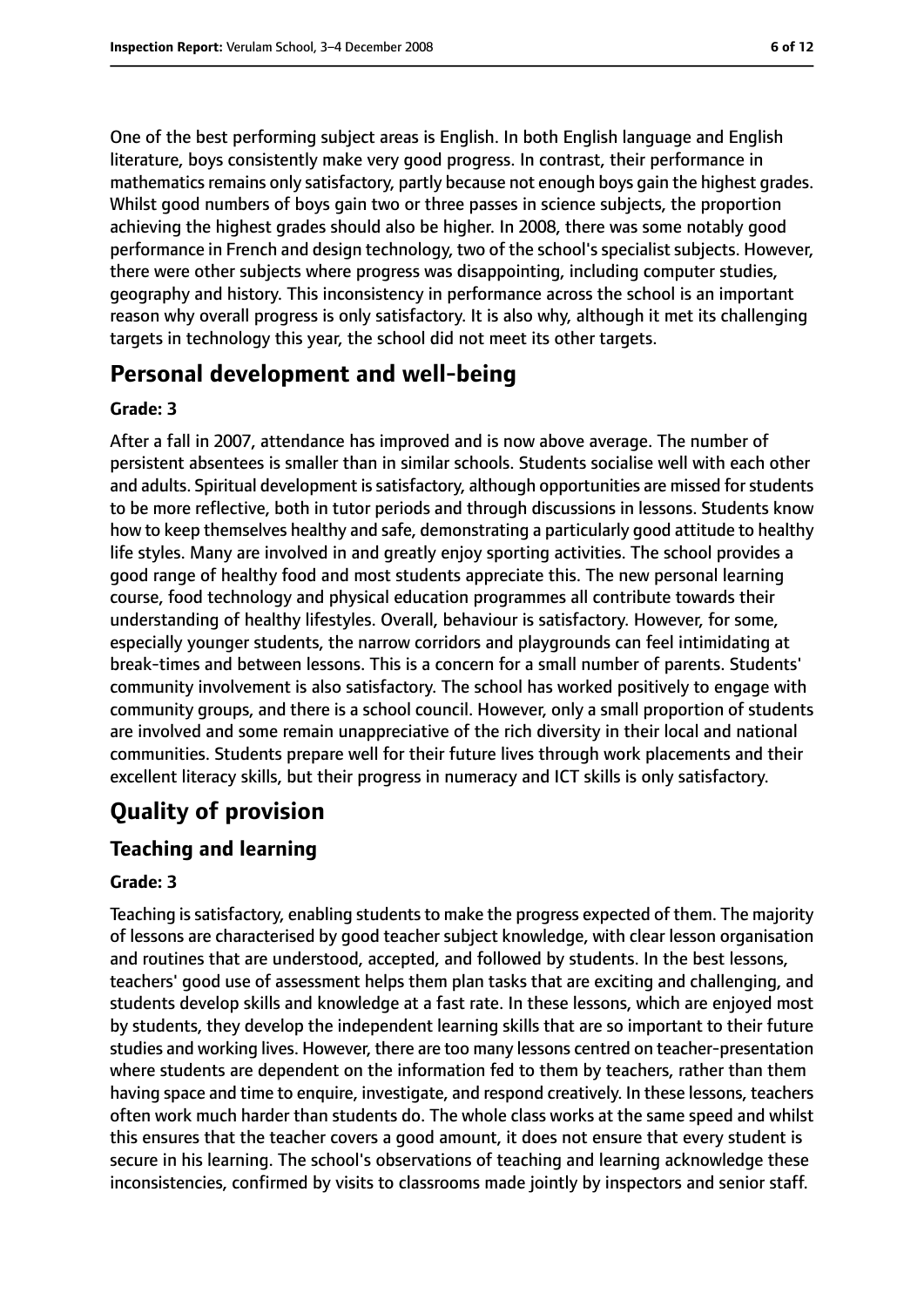One of the best performing subject areas is English. In both English language and English literature, boys consistently make very good progress. In contrast, their performance in mathematics remains only satisfactory, partly because not enough boys gain the highest grades. Whilst good numbers of boys gain two or three passes in science subjects, the proportion achieving the highest grades should also be higher. In 2008, there was some notably good performance in French and design technology, two of the school's specialist subjects. However, there were other subjects where progress was disappointing, including computer studies, geography and history. This inconsistency in performance across the school is an important reason why overall progress is only satisfactory. It is also why, although it met its challenging targets in technology this year, the school did not meet its other targets.

## Personal development and well-being

**Grade: 3**

After a fall in 2007, attendance has improved and is now above average. The number of persistent absentees is smaller than in similar schools. Students socialise well with each other and adults. Spiritual development is satisfactory, although opportunities are missed for students to be more reflective, both in tutor periods and through discussions in lessons. Students know how to keep themselves healthy and safe, demonstrating a particularly good attitude to healthy life styles. Many are involved in and greatly enjoy sporting activities. The school provides a good range of healthy food and most students appreciate this. The new personal learning course, food technology and physical education programmes all contribute towards their understanding of healthy lifestyles. Overall, behaviour is satisfactory. However, for some, especially younger students, the narrow corridors and playgrounds can feel intimidating at break-times and between lessons. This is a concern for a small number of parents. Students' community involvement is also satisfactory. The school has worked positively to engage with community groups, and there is a school council. However, only a small proportion of students are involved and some remain unappreciative of the rich diversity in their local and national communities. Students prepare well for their future lives through work placements and their excellent literacy skills, but their progress in numeracy and ICT skills is only satisfactory.

# Quality of provision

## Teaching and learning

**Grade: 3**

Teaching is satisfactory, enabling students to make the progress expected of them. The majority of lessons are characterised by good teacher subject knowledge, with clear lesson organisation and routines that are understood, accepted, and followed by students. In the best lessons, teachers' good use of assessment helps them plan tasks that are exciting and challenging, and students develop skills and knowledge at a fast rate. In these lessons, which are enjoyed most by students, they develop the independent learning skills that are so important to their future studies and working lives. However, there are too many lessons centred on teacher-presentation where students are dependent on the information fed to them by teachers, rather than them having space and time to enquire, investigate, and respond creatively. In these lessons, teachers often work much harder than students do. The whole class works at the same speed and whilst this ensures that the teacher covers a good amount, it does not ensure that every student is secure in his learning. The school's observations of teaching and learning acknowledge these inconsistencies, confirmed by visits to classrooms made jointly by inspectors and senior staff.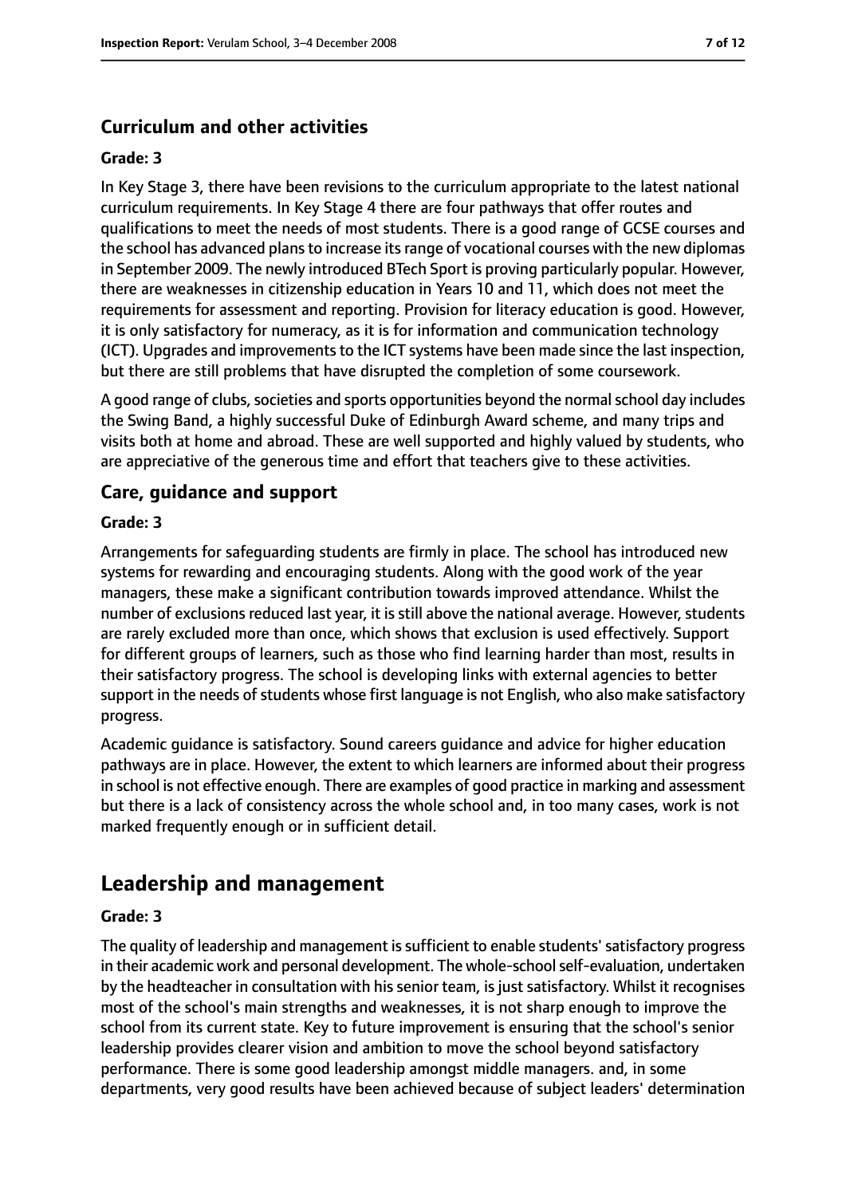### Curriculum and other activities

#### Grade: 3

In Key Stage 3, there have been revisions to the curriculum appropriate to the latest national curriculum requirements. In Key Stage 4 there are four pathways that offer routes and qualifications to meet the needs of most students. There is a good range of GCSE courses and the school has advanced plans to increase its range of vocational courses with the new diplomas in September 2009. The newly introduced BTech Sport is proving particularly popular. However, there are weaknesses in citizenship education in Years 10 and 11, which does not meet the requirements for assessment and reporting. Provision for literacy education is good. However, it is only satisfactory for numeracy, as it is for information and communication technology (ICT). Upgrades and improvements to the ICT systems have been made since the last inspection, but there are still problems that have disrupted the completion of some coursework.

A good range of clubs, societies and sports opportunities beyond the normal school day includes the Swing Band, a highly successful Duke of Edinburgh Award scheme, and many trips and visits both at home and abroad. These are well supported and highly valued by students, who are appreciative of the generous time and effort that teachers give to these activities.

### Care, guidance and support

#### Grade: 3

Arrangements for safeguarding students are firmly in place. The school has introduced new systems for rewarding and encouraging students. Along with the good work of the year managers, these make a significant contribution towards improved attendance. Whilst the number of exclusions reduced last year, it is still above the national average. However, students are rarely excluded more than once, which shows that exclusion is used effectively. Support for different groups of learners, such as those who find learning harder than most, results in their satisfactory progress. The school is developing links with external agencies to better support in the needs of students whose first language is not English, who also make satisfactory progress.

Academic guidance is satisfactory. Sound careers guidance and advice for higher education pathways are in place. However, the extent to which learners are informed about their progress in school is not effective enough. There are examples of good practice in marking and assessment but there is a lack of consistency across the whole school and, in too many cases, work is not marked frequently enough or in sufficient detail.

## Leadership and management

#### Grade: 3

The quality of leadership and management is sufficient to enable students' satisfactory progress in their academic work and personal development. The whole-school self-evaluation, undertaken by the headteacher in consultation with his senior team, is just satisfactory. Whilst it recognises most of the school's main strengths and weaknesses, it is not sharp enough to improve the school from its current state. Key to future improvement is ensuring that the school's senior leadership provides clearer vision and ambition to move the school beyond satisfactory performance. There is some good leadership amongst middle managers. and, in some departments, very good results have been achieved because of subject leaders' determination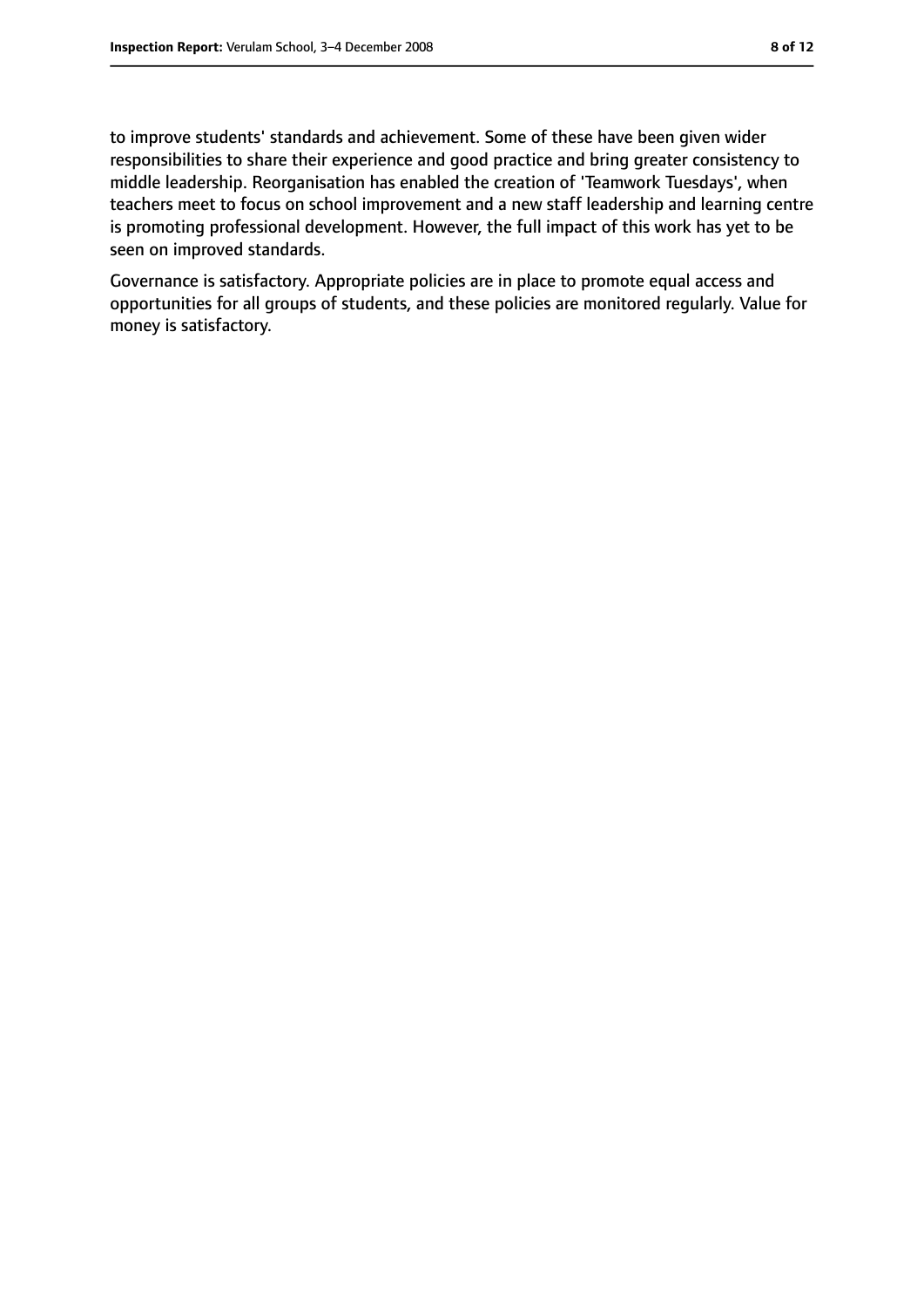to improve students' standards and achievement. Some of these have been given wider responsibilities to share their experience and good practice and bring greater consistency to middle leadership. Reorganisation has enabled the creation of 'Teamwork Tuesdays', when teachers meet to focus on school improvement and a new staff leadership and learning centre is promoting professional development. However, the full impact of this work has yet to be seen on improved standards.

Governance is satisfactory. Appropriate policies are in place to promote equal access and opportunities for all groups of students, and these policies are monitored regularly. Value for money is satisfactory.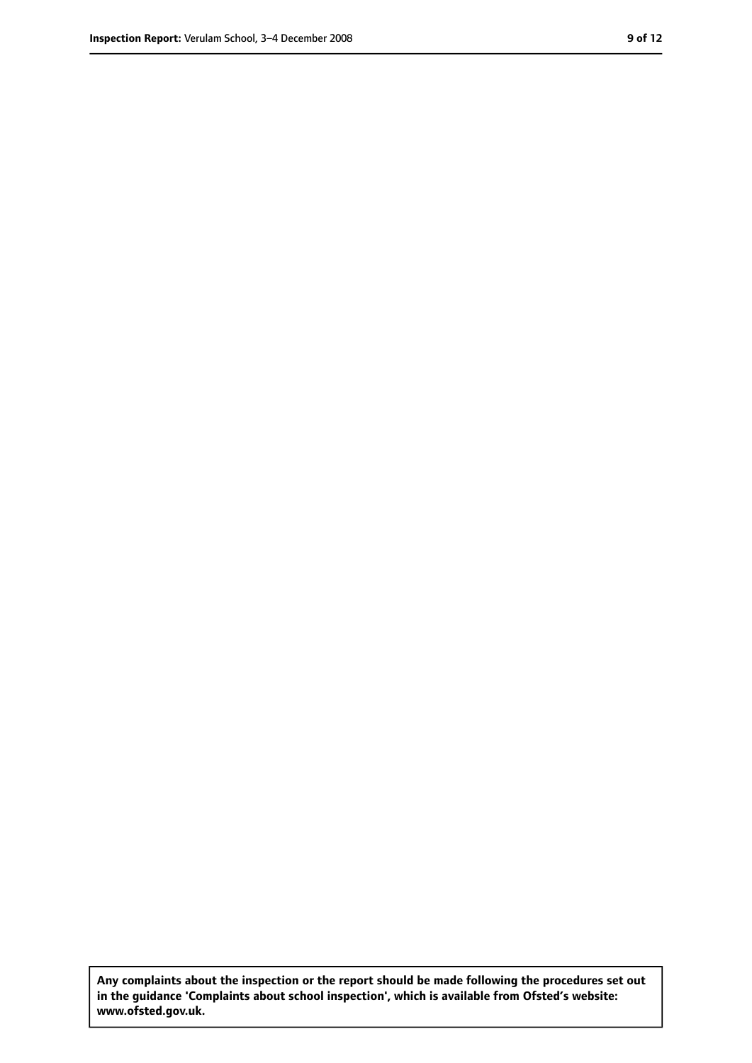**Any complaints about the inspection or the report should be made following the procedures set out in the guidance 'Complaints about school inspection', which is available from Ofsted's website: www.ofsted.gov.uk.**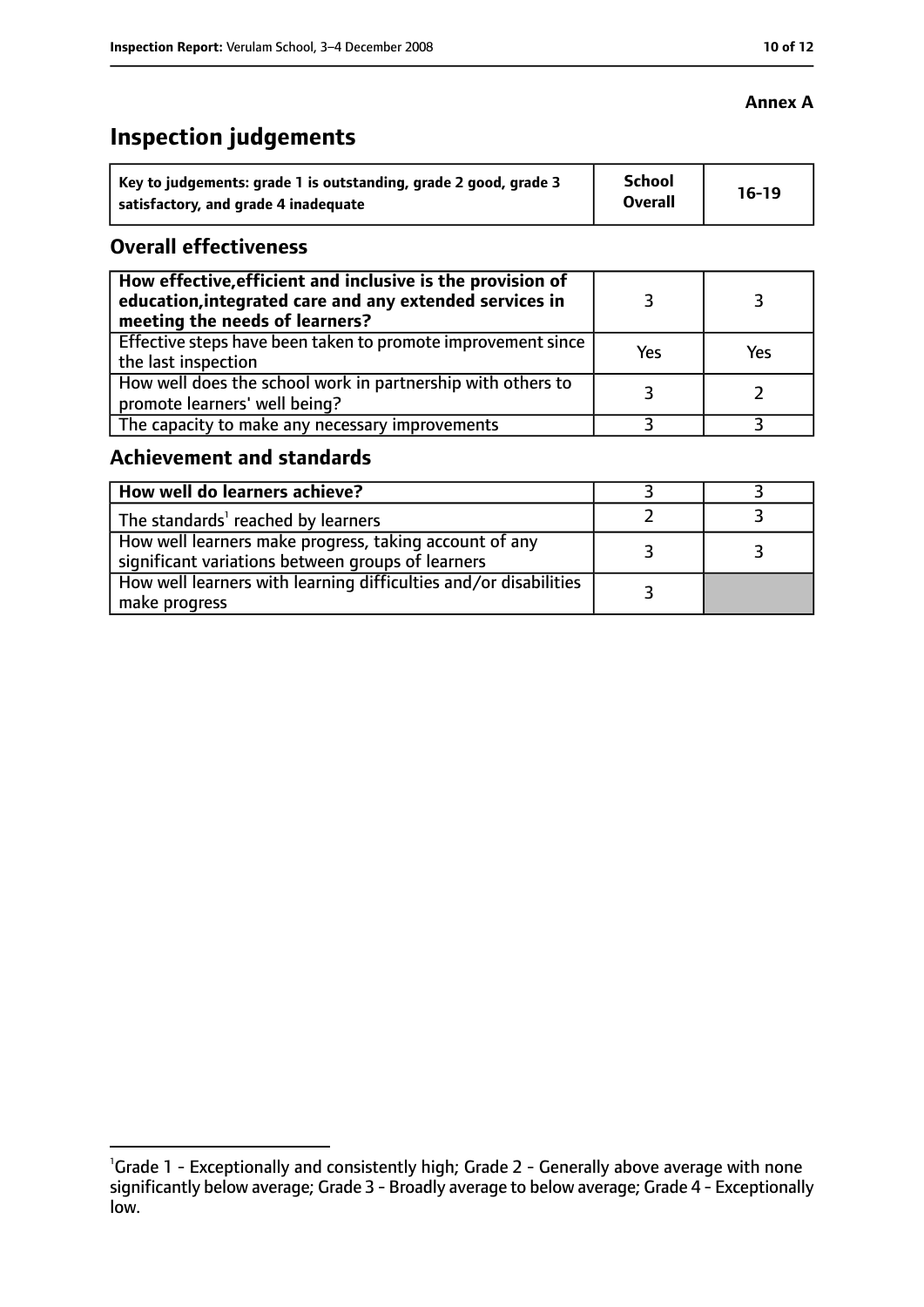**Annex A**

# Inspection judgements

| Key to judgements: grade 1 is outstanding, grade 2 good, grade 3 satisfactory, and grade 4 inadequate | School Overall | 16-19 |
|---|---|---|

## Overall effectiveness

| | | |
|---|---|---|
| **How effective, efficient and inclusive is the provision of education, integrated care and any extended services in meeting the needs of learners?** | 3 | 3 |
| Effective steps have been taken to promote improvement since the last inspection | Yes | Yes |
| How well does the school work in partnership with others to promote learners' well being? | 3 | 2 |
| The capacity to make any necessary improvements | 3 | 3 |

## Achievement and standards

| | | |
|---|---|---|
| **How well do learners achieve?** | 3 | 3 |
| The standards[1] reached by learners | 2 | 3 |
| How well learners make progress, taking account of any significant variations between groups of learners | 3 | 3 |
| How well learners with learning difficulties and/or disabilities make progress | 3 | |

[1]Grade 1 - Exceptionally and consistently high; Grade 2 - Generally above average with none significantly below average; Grade 3 - Broadly average to below average; Grade 4 - Exceptionally low.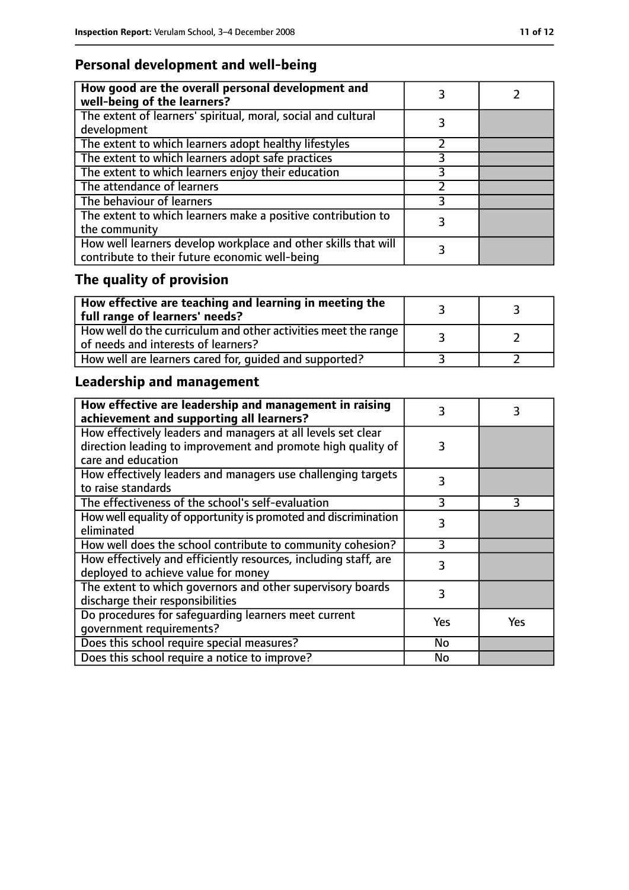## Personal development and well-being

| | | |
|---|---|---|
| **How good are the overall personal development and well-being of the learners?** | 3 | 2 |
| The extent of learners' spiritual, moral, social and cultural development | 3 | |
| The extent to which learners adopt healthy lifestyles | 2 | |
| The extent to which learners adopt safe practices | 3 | |
| The extent to which learners enjoy their education | 3 | |
| The attendance of learners | 2 | |
| The behaviour of learners | 3 | |
| The extent to which learners make a positive contribution to the community | 3 | |
| How well learners develop workplace and other skills that will contribute to their future economic well-being | 3 | |

## The quality of provision

| | | |
|---|---|---|
| **How effective are teaching and learning in meeting the full range of learners' needs?** | 3 | 3 |
| How well do the curriculum and other activities meet the range of needs and interests of learners? | 3 | 2 |
| How well are learners cared for, guided and supported? | 3 | 2 |

## Leadership and management

| | | |
|---|---|---|
| **How effective are leadership and management in raising achievement and supporting all learners?** | 3 | 3 |
| How effectively leaders and managers at all levels set clear direction leading to improvement and promote high quality of care and education | 3 | |
| How effectively leaders and managers use challenging targets to raise standards | 3 | |
| The effectiveness of the school's self-evaluation | 3 | 3 |
| How well equality of opportunity is promoted and discrimination eliminated | 3 | |
| How well does the school contribute to community cohesion? | 3 | |
| How effectively and efficiently resources, including staff, are deployed to achieve value for money | 3 | |
| The extent to which governors and other supervisory boards discharge their responsibilities | 3 | |
| Do procedures for safeguarding learners meet current government requirements? | Yes | Yes |
| Does this school require special measures? | No | |
| Does this school require a notice to improve? | No | |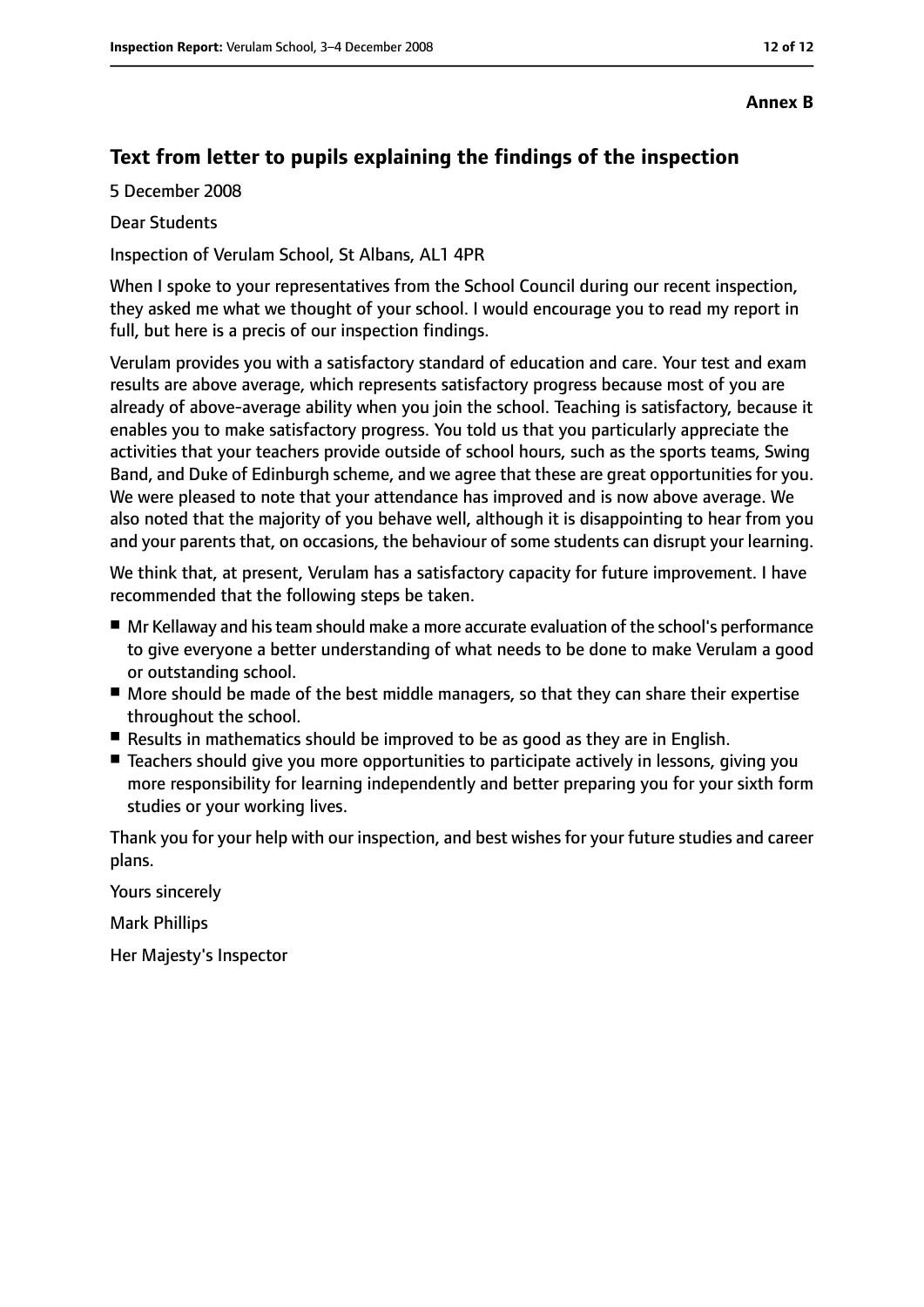**Annex B**

## Text from letter to pupils explaining the findings of the inspection

5 December 2008

Dear Students

Inspection of Verulam School, St Albans, AL1 4PR

When I spoke to your representatives from the School Council during our recent inspection, they asked me what we thought of your school. I would encourage you to read my report in full, but here is a precis of our inspection findings.

Verulam provides you with a satisfactory standard of education and care. Your test and exam results are above average, which represents satisfactory progress because most of you are already of above-average ability when you join the school. Teaching is satisfactory, because it enables you to make satisfactory progress. You told us that you particularly appreciate the activities that your teachers provide outside of school hours, such as the sports teams, Swing Band, and Duke of Edinburgh scheme, and we agree that these are great opportunities for you. We were pleased to note that your attendance has improved and is now above average. We also noted that the majority of you behave well, although it is disappointing to hear from you and your parents that, on occasions, the behaviour of some students can disrupt your learning.

We think that, at present, Verulam has a satisfactory capacity for future improvement. I have recommended that the following steps be taken.

- Mr Kellaway and his team should make a more accurate evaluation of the school's performance to give everyone a better understanding of what needs to be done to make Verulam a good or outstanding school.
- More should be made of the best middle managers, so that they can share their expertise throughout the school.
- Results in mathematics should be improved to be as good as they are in English.
- Teachers should give you more opportunities to participate actively in lessons, giving you more responsibility for learning independently and better preparing you for your sixth form studies or your working lives.

Thank you for your help with our inspection, and best wishes for your future studies and career plans.

Yours sincerely

Mark Phillips

Her Majesty's Inspector